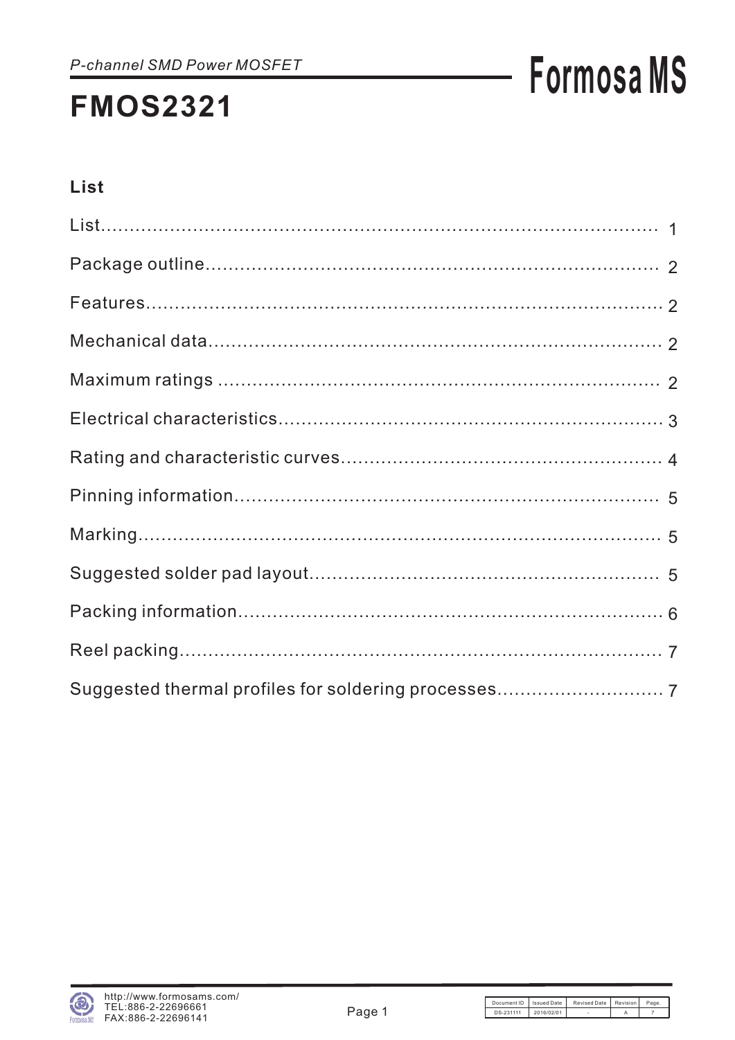*P-channel SMD Power MOSFET*

# FMOS2321

Formosa MS

## List

List........................................................................................ 1

Package outline........................................................................... 2

Features.................................................................................... 2

Mechanical data........................................................................... 2

Maximum ratings ......................................................................... 2

Electrical characteristics................................................................. 3

Rating and characteristic curves...................................................... 4

Pinning information...................................................................... 5

Marking..................................................................................... 5

Suggested solder pad layout........................................................... 5

Packing information...................................................................... 6

Reel packing................................................................................ 7

Suggested thermal profiles for soldering processes............................ 7

| Document ID | Issued Date | Revised Date | Revision | Page. |
|---|---|---|---|---|
| DS-231111 | 2016/02/01 | - | A | 7 |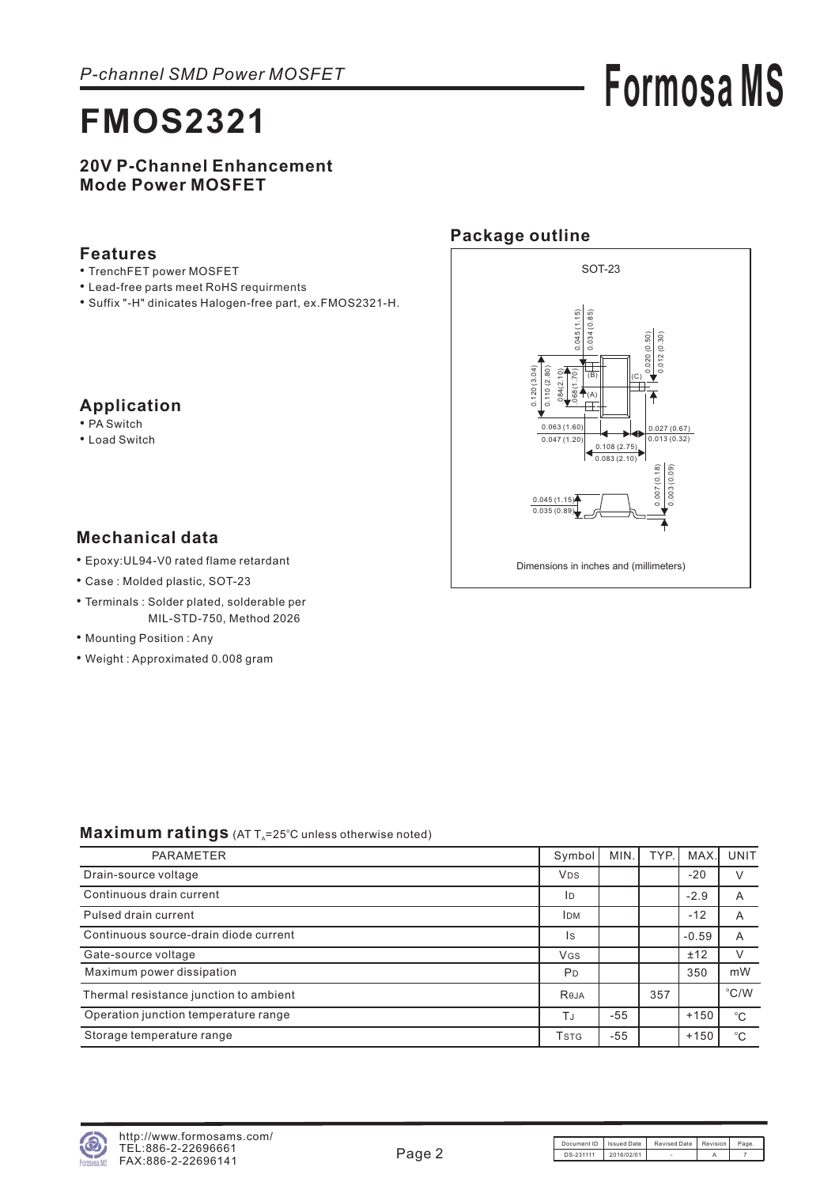*P-channel SMD Power MOSFET*

# FMOS2321

**20V P-Channel Enhancement Mode Power MOSFET**

## Features

- TrenchFET power MOSFET
- Lead-free parts meet RoHS requirments
- Suffix "-H" dinicates Halogen-free part, ex.FMOS2321-H.

## Application

- PA Switch
- Load Switch

## Mechanical data

- Epoxy:UL94-V0 rated flame retardant
- Case : Molded plastic, SOT-23
- Terminals : Solder plated, solderable per MIL-STD-750, Method 2026
- Mounting Position : Any
- Weight : Approximated 0.008 gram

## Package outline

SOT-23

Dimensions in inches and (millimeters)

## Maximum ratings (AT $T_A$=25°C unless otherwise noted)

| PARAMETER | Symbol | MIN. | TYP. | MAX. | UNIT |
|---|---|---|---|---|---|
| Drain-source voltage | $V_{DS}$ | | | -20 | V |
| Continuous drain current | $I_D$ | | | -2.9 | A |
| Pulsed drain current | $I_{DM}$ | | | -12 | A |
| Continuous source-drain diode current | $I_S$ | | | -0.59 | A |
| Gate-source voltage | $V_{GS}$ | | | ±12 | V |
| Maximum power dissipation | $P_D$ | | | 350 | mW |
| Thermal resistance junction to ambient | $R_{\theta JA}$ | | 357 | | °C/W |
| Operation junction temperature range | $T_J$ | -55 | | +150 | °C |
| Storage temperature range | $T_{STG}$ | -55 | | +150 | °C |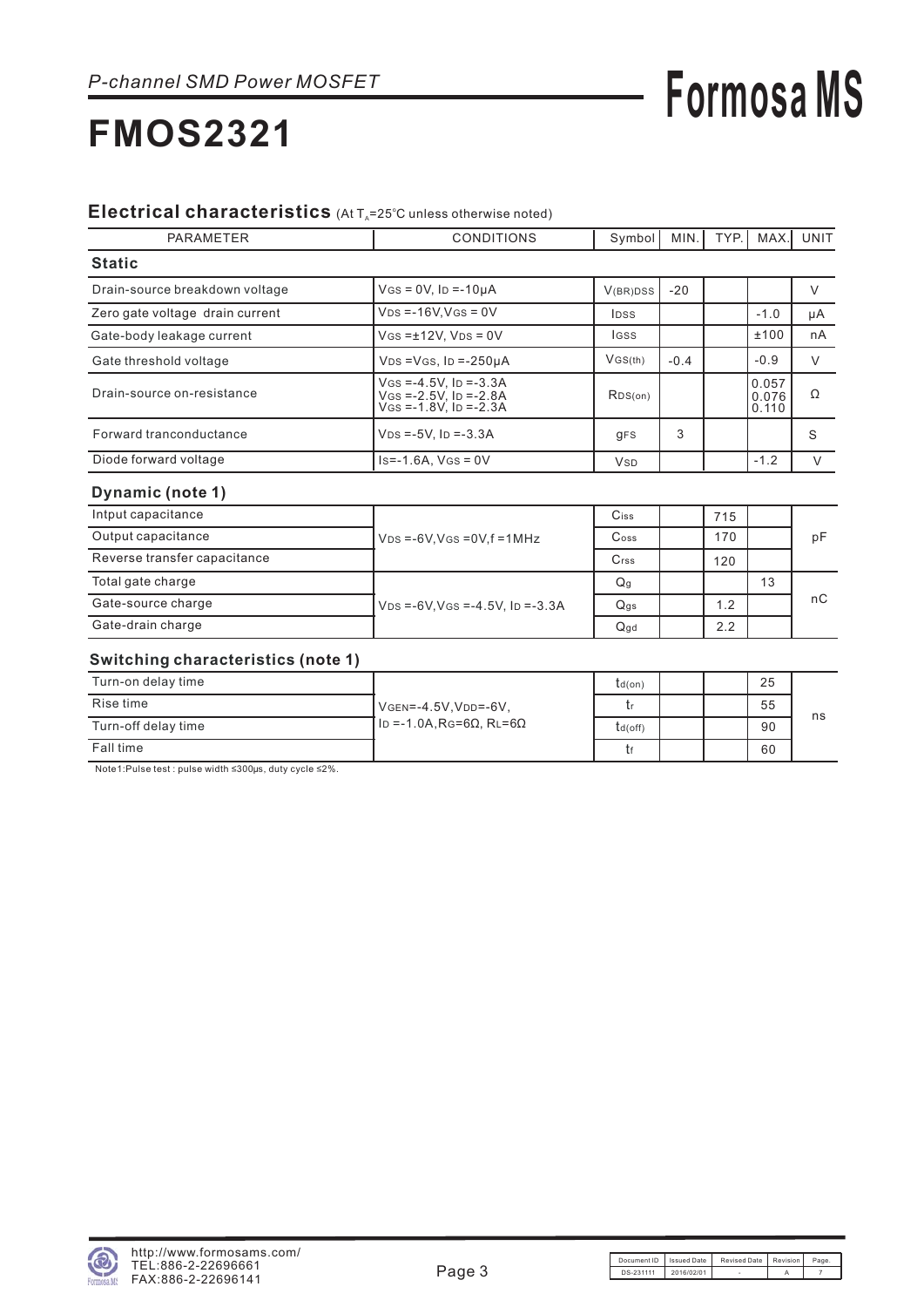*P-channel SMD Power MOSFET*

# FMOS2321

## Electrical characteristics (At $T_A$=25°C unless otherwise noted)

| PARAMETER | CONDITIONS | Symbol | MIN. | TYP. | MAX. | UNIT |
|---|---|---|---|---|---|---|
| **Static** | | | | | | |
| Drain-source breakdown voltage | $V_{GS}$ = 0V, $I_D$ =-10μA | $V_{(BR)DSS}$ | -20 | | | V |
| Zero gate voltage drain current | $V_{DS}$ =-16V,$V_{GS}$ = 0V | $I_{DSS}$ | | | -1.0 | μA |
| Gate-body leakage current | $V_{GS}$ =±12V, $V_{DS}$ = 0V | $I_{GSS}$ | | | ±100 | nA |
| Gate threshold voltage | $V_{DS}$ =$V_{GS}$, $I_D$ =-250μA | $V_{GS(th)}$ | -0.4 | | -0.9 | V |
| Drain-source on-resistance | $V_{GS}$ =-4.5V, $I_D$ =-3.3A<br>$V_{GS}$ =-2.5V, $I_D$ =-2.8A<br>$V_{GS}$ =-1.8V, $I_D$ =-2.3A | $R_{DS(on)}$ | | | 0.057<br>0.076<br>0.110 | Ω |
| Forward tranconductance | $V_{DS}$ =-5V, $I_D$ =-3.3A | $g_{FS}$ | 3 | | | S |
| Diode forward voltage | $I_S$=-1.6A, $V_{GS}$ = 0V | $V_{SD}$ | | | -1.2 | V |

### Dynamic (note 1)

| PARAMETER | CONDITIONS | Symbol | MIN. | TYP. | MAX. | UNIT |
|---|---|---|---|---|---|---|
| Intput capacitance | $V_{DS}$ =-6V,$V_{GS}$ =0V,f =1MHz | $C_{iss}$ | | 715 | | pF |
| Output capacitance | | $C_{oss}$ | | 170 | | |
| Reverse transfer capacitance | | $C_{rss}$ | | 120 | | |
| Total gate charge | $V_{DS}$ =-6V,$V_{GS}$ =-4.5V, $I_D$ =-3.3A | $Q_g$ | | | 13 | nC |
| Gate-source charge | | $Q_{gs}$ | | 1.2 | | |
| Gate-drain charge | | $Q_{gd}$ | | 2.2 | | |

### Switching characteristics (note 1)

| PARAMETER | CONDITIONS | Symbol | MIN. | TYP. | MAX. | UNIT |
|---|---|---|---|---|---|---|
| Turn-on delay time | $V_{GEN}$=-4.5V,$V_{DD}$=-6V,<br>$I_D$ =-1.0A,$R_G$=6Ω, $R_L$=6Ω | $t_{d(on)}$ | | | 25 | ns |
| Rise time | | $t_r$ | | | 55 | |
| Turn-off delay time | | $t_{d(off)}$ | | | 90 | |
| Fall time | | $t_f$ | | | 60 | |

Note1:Pulse test : pulse width ≤300μs, duty cycle ≤2%.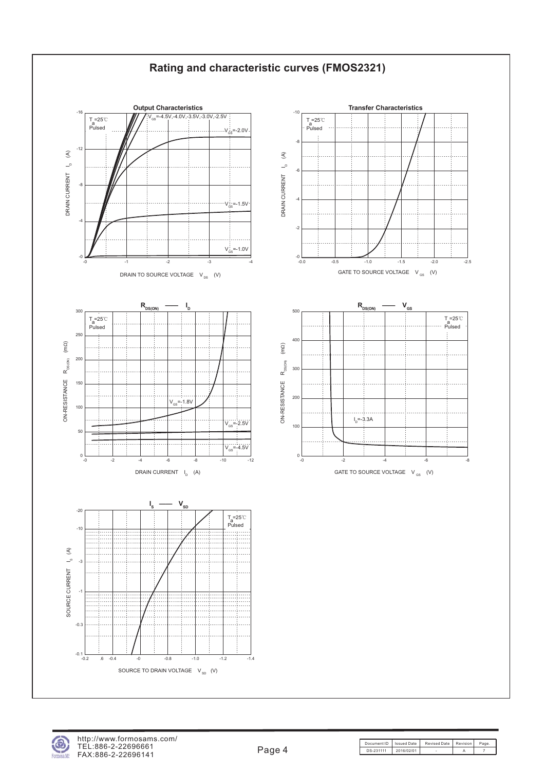# Rating and characteristic curves (FMOS2321)

**Output Characteristics**

$T_a$=25℃
Pulsed

$V_{GS}$=-4.5V,-4.0V,-3.5V,-3.0V,-2.5V

$V_{GS}$=-2.0V

$V_{GS}$=-1.5V

$V_{GS}$=-1.0V

DRAIN CURRENT $I_D$ (A)

DRAIN TO SOURCE VOLTAGE $V_{DS}$ (V)

**Transfer Characteristics**

$T_a$=25℃
Pulsed

DRAIN CURRENT $I_D$ (A)

GATE TO SOURCE VOLTAGE $V_{GS}$ (V)

**$R_{DS(ON)}$ —— $I_D$**

$T_a$=25℃
Pulsed

$V_{GS}$=-1.8V

$V_{GS}$=-2.5V

$V_{GS}$=-4.5V

ON-RESISTANCE $R_{DS(ON)}$ (mΩ)

DRAIN CURRENT $I_D$ (A)

**$R_{DS(ON)}$ —— $V_{GS}$**

$T_a$=25℃
Pulsed

$I_D$=-3.3A

ON-RESISTANCE $R_{DS(ON)}$ (mΩ)

GATE TO SOURCE VOLTAGE $V_{GS}$ (V)

**$I_S$ —— $V_{SD}$**

$T_a$=25℃
Pulsed

SOURCE CURRENT $I_S$ (A)

SOURCE TO DRAIN VOLTAGE $V_{SD}$ (V)

| Document ID | Issued Date | Revised Date | Revision | Page. |
|---|---|---|---|---|
| DS-231111 | 2016/02/01 | - | A | 7 |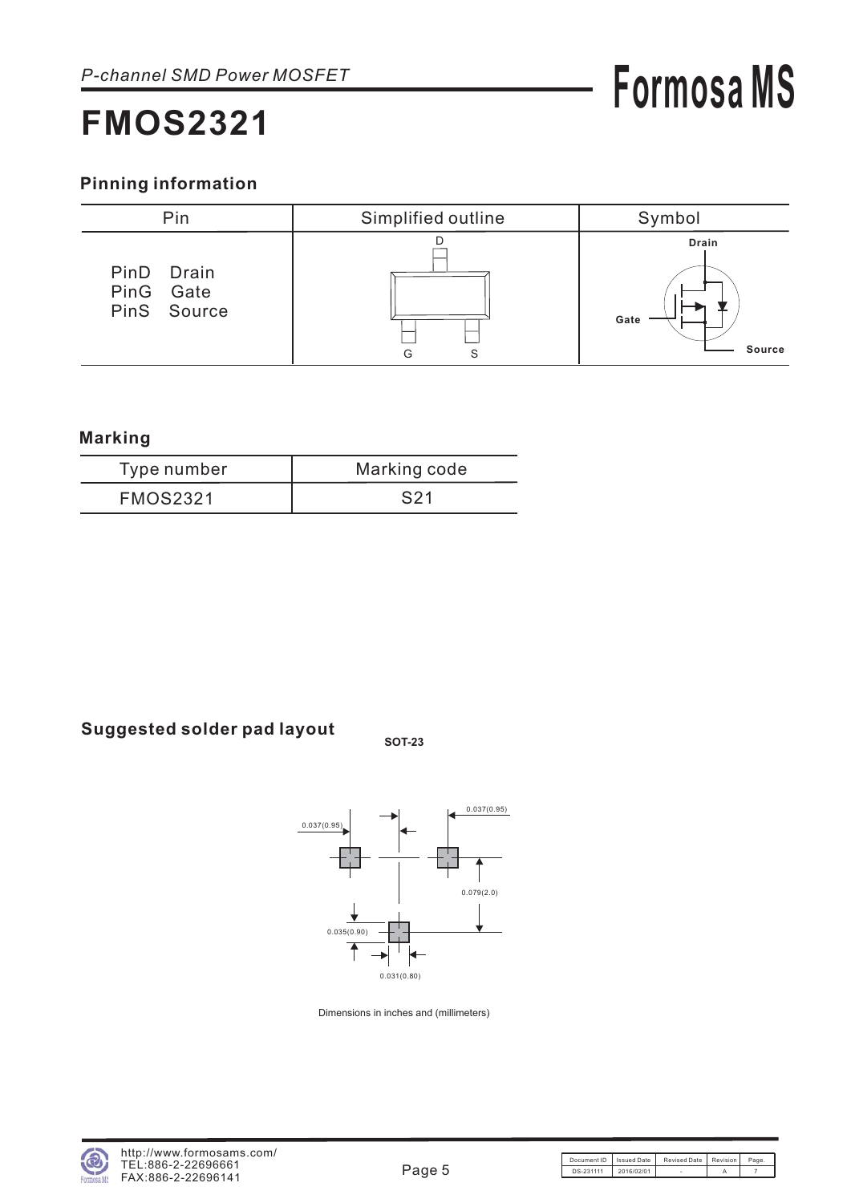# FMOS2321

*P-channel SMD Power MOSFET*

## Pinning information

| Pin | Simplified outline | Symbol |
|---|---|---|
| PinD Drain<br>PinG Gate<br>PinS Source | D<br>G S | Drain<br>Gate<br>Source |

## Marking

| Type number | Marking code |
|---|---|
| FMOS2321 | S21 |

## Suggested solder pad layout

SOT-23

0.037(0.95)

0.037(0.95)

0.079(2.0)

0.035(0.90)

0.031(0.80)

Dimensions in inches and (millimeters)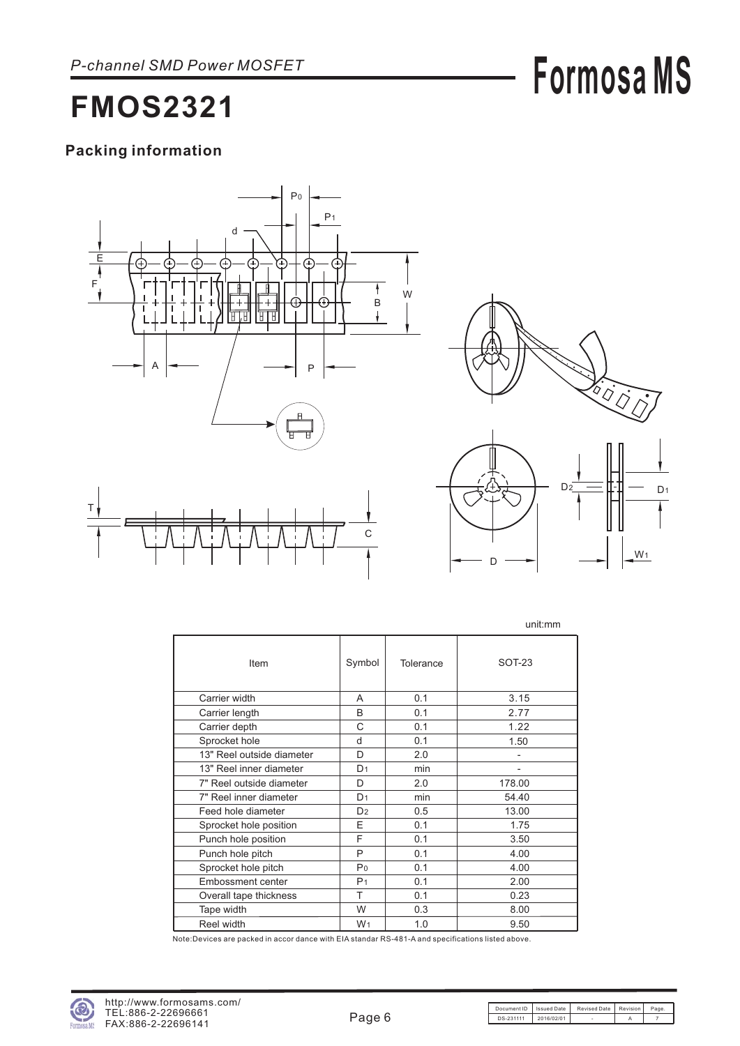# FMOS2321

## Packing information

unit:mm

| Item | Symbol | Tolerance | SOT-23 |
|---|---|---|---|
| Carrier width | A | 0.1 | 3.15 |
| Carrier length | B | 0.1 | 2.77 |
| Carrier depth | C | 0.1 | 1.22 |
| Sprocket hole | d | 0.1 | 1.50 |
| 13" Reel outside diameter | D | 2.0 | - |
| 13" Reel inner diameter | $D_1$ | min | - |
| 7" Reel outside diameter | D | 2.0 | 178.00 |
| 7" Reel inner diameter | $D_1$ | min | 54.40 |
| Feed hole diameter | $D_2$ | 0.5 | 13.00 |
| Sprocket hole position | E | 0.1 | 1.75 |
| Punch hole position | F | 0.1 | 3.50 |
| Punch hole pitch | P | 0.1 | 4.00 |
| Sprocket hole pitch | $P_0$ | 0.1 | 4.00 |
| Embossment center | $P_1$ | 0.1 | 2.00 |
| Overall tape thickness | T | 0.1 | 0.23 |
| Tape width | W | 0.3 | 8.00 |
| Reel width | $W_1$ | 1.0 | 9.50 |

Note:Devices are packed in accor dance with EIA standar RS-481-A and specifications listed above.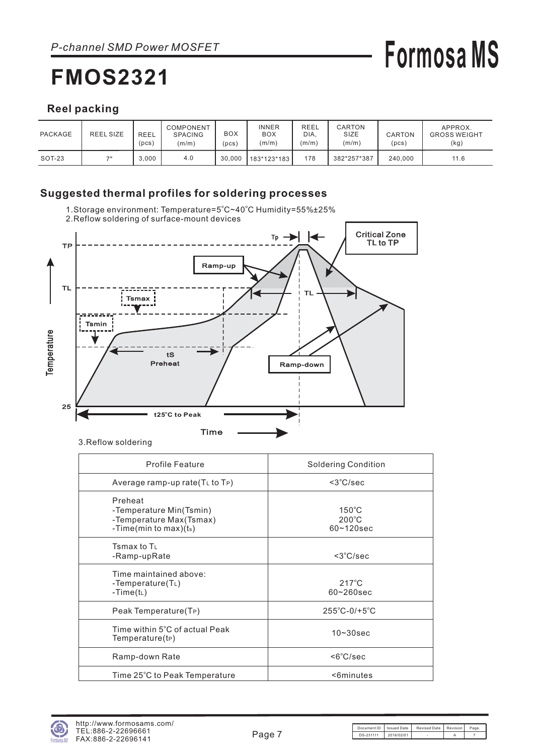*P-channel SMD Power MOSFET*

# FMOS2321

## Reel packing

| PACKAGE | REEL SIZE | REEL (pcs) | COMPONENT SPACING (m/m) | BOX (pcs) | INNER BOX (m/m) | REEL DIA. (m/m) | CARTON SIZE (m/m) | CARTON (pcs) | APPROX. GROSS WEIGHT (kg) |
|---|---|---|---|---|---|---|---|---|---|
| SOT-23 | 7" | 3,000 | 4.0 | 30,000 | 183*123*183 | 178 | 382*257*387 | 240,000 | 11.6 |

## Suggested thermal profiles for soldering processes

1.Storage environment: Temperature=5°C~40°C Humidity=55%±25%

2.Reflow soldering of surface-mount devices

TP
TL
Tsmax
Tsmin
25
Temperature
Tp
Critical Zone TL to TP
Ramp-up
TL
tS Preheat
Ramp-down
t25°C to Peak
Time

3.Reflow soldering

| Profile Feature | Soldering Condition |
|---|---|
| Average ramp-up rate($T_L$ to $T_P$) | <3°C/sec |
| Preheat<br>-Temperature Min(Tsmin)<br>-Temperature Max(Tsmax)<br>-Time(min to max)($t_s$) | 150°C<br>200°C<br>60~120sec |
| Tsmax to $T_L$<br>-Ramp-upRate | <3°C/sec |
| Time maintained above:<br>-Temperature($T_L$)<br>-Time($t_L$) | 217°C<br>60~260sec |
| Peak Temperature($T_P$) | 255°C-0/+5°C |
| Time within 5°C of actual Peak Temperature($t_P$) | 10~30sec |
| Ramp-down Rate | <6°C/sec |
| Time 25°C to Peak Temperature | <6minutes |